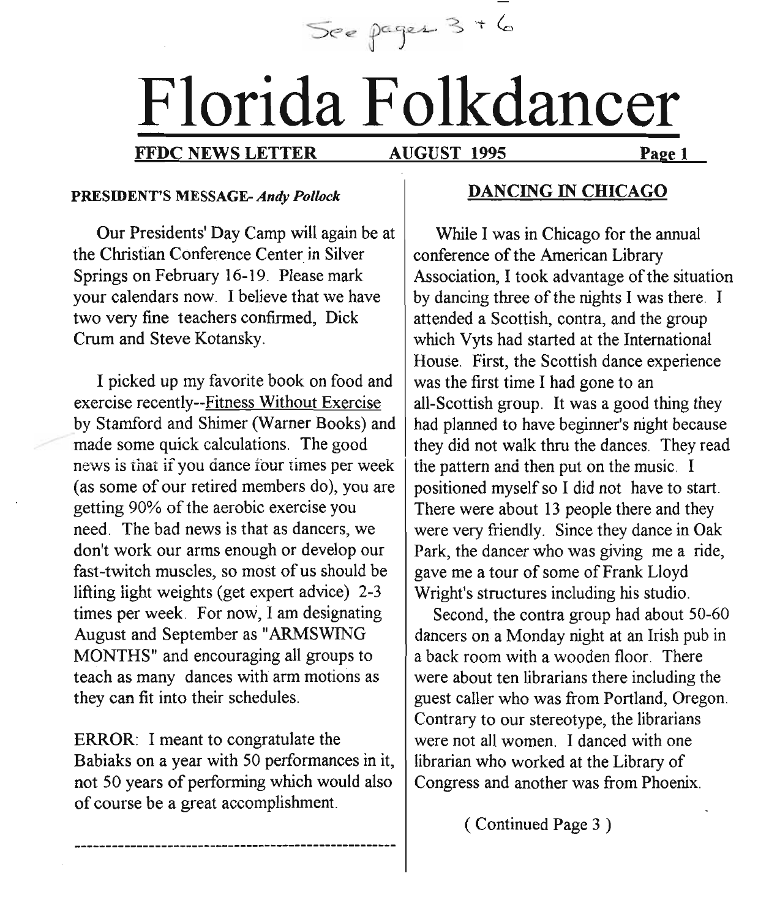See pages 3 + 6

# Florida Folkdancer

**FFDC NEWS LETTER AUGUST 1995**

**PRESIDENT'S MESSAGE-** ***Andy Pollock***

Our Presidents' Day Camp will again be at the Christian Conference Center in Silver Springs on February 16-19. Please mark your calendars now. I believe that we have two very fine teachers confirmed, Dick Crum and Steve Kotansky.

I picked up my favorite book on food and exercise recently--Fitness Without Exercise by Stamford and Shimer (Warner Books) and made some quick calculations. The good news is that if you dance four times per week (as some of our retired members do), you are getting 90% of the aerobic exercise you need. The bad news is that as dancers, we don't work our arms enough or develop our fast-twitch muscles, so most of us should be lifting light weights (get expert advice) 2-3 times per week. For now, I am designating August and September as "ARMSWING MONTHS" and encouraging all groups to teach as many dances with arm motions as they can fit into their schedules.

ERROR: I meant to congratulate the Babiaks on a year with 50 performances in it, not 50 years of performing which would also of course be a great accomplishment.

---

## DANCING IN CHICAGO

While I was in Chicago for the annual conference of the American Library Association, I took advantage of the situation by dancing three of the nights I was there. I attended a Scottish, contra, and the group which Vyts had started at the International House. First, the Scottish dance experience was the first time I had gone to an all-Scottish group. It was a good thing they had planned to have beginner's night because they did not walk thru the dances. They read the pattern and then put on the music. I positioned myself so I did not have to start. There were about 13 people there and they were very friendly. Since they dance in Oak Park, the dancer who was giving me a ride, gave me a tour of some of Frank Lloyd Wright's structures including his studio.

Second, the contra group had about 50-60 dancers on a Monday night at an Irish pub in a back room with a wooden floor. There were about ten librarians there including the guest caller who was from Portland, Oregon. Contrary to our stereotype, the librarians were not all women. I danced with one librarian who worked at the Library of Congress and another was from Phoenix.

( Continued Page 3 )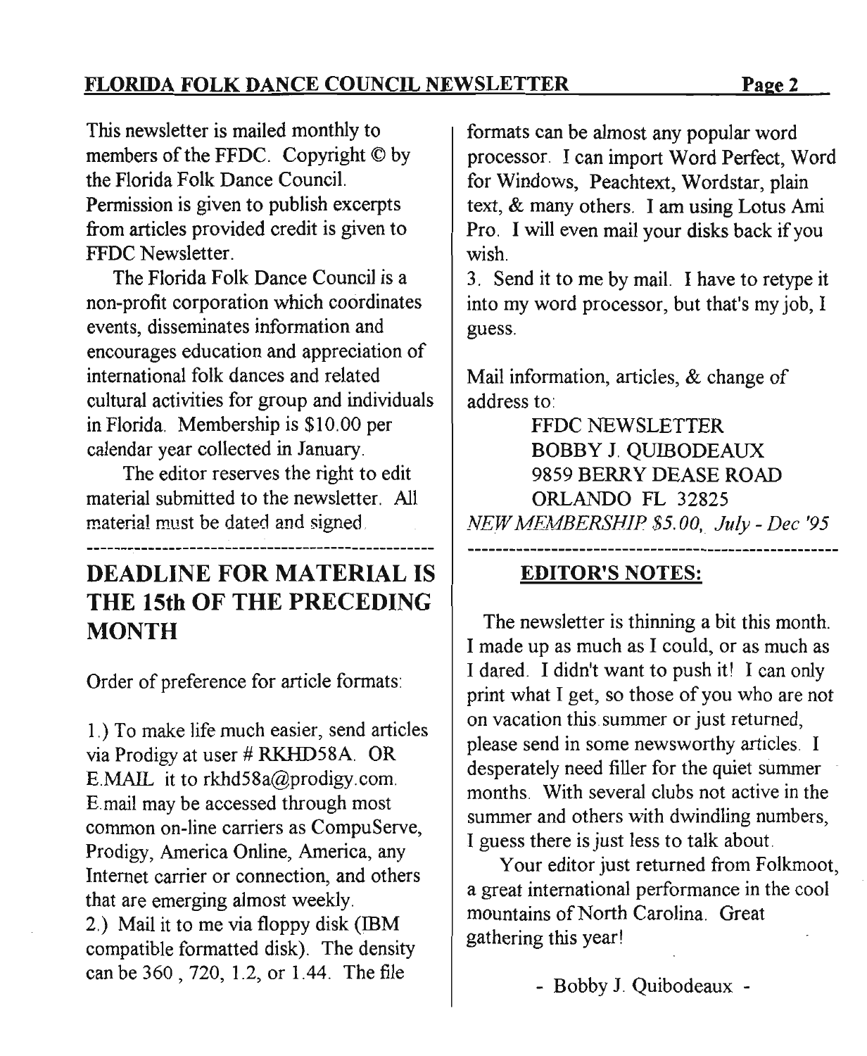This newsletter is mailed monthly to members of the FFDC. Copyright © by the Florida Folk Dance Council. Permission is given to publish excerpts from articles provided credit is given to FFDC Newsletter.

The Florida Folk Dance Council is a non-profit corporation which coordinates events, disseminates information and encourages education and appreciation of international folk dances and related cultural activities for group and individuals in Florida. Membership is $10.00 per calendar year collected in January.

The editor reserves the right to edit material submitted to the newsletter. All material must be dated and signed.

---

## DEADLINE FOR MATERIAL IS THE 15th OF THE PRECEDING MONTH

Order of preference for article formats:

1.) To make life much easier, send articles via Prodigy at user # RKHD58A. OR E.MAIL it to rkhd58a@prodigy.com. E.mail may be accessed through most common on-line carriers as CompuServe, Prodigy, America Online, America, any Internet carrier or connection, and others that are emerging almost weekly.
2.) Mail it to me via floppy disk (IBM compatible formatted disk). The density can be 360 , 720, 1.2, or 1.44. The file formats can be almost any popular word processor. I can import Word Perfect, Word for Windows, Peachtext, Wordstar, plain text, & many others. I am using Lotus Ami Pro. I will even mail your disks back if you wish.
3. Send it to me by mail. I have to retype it into my word processor, but that's my job, I guess.

Mail information, articles, & change of address to:

FFDC NEWSLETTER
BOBBY J. QUIBODEAUX
9859 BERRY DEASE ROAD
ORLANDO FL 32825

*NEW MEMBERSHIP $5.00, July - Dec '95*

---

### EDITOR'S NOTES:

The newsletter is thinning a bit this month. I made up as much as I could, or as much as I dared. I didn't want to push it! I can only print what I get, so those of you who are not on vacation this summer or just returned, please send in some newsworthy articles. I desperately need filler for the quiet summer months. With several clubs not active in the summer and others with dwindling numbers, I guess there is just less to talk about.

Your editor just returned from Folkmoot, a great international performance in the cool mountains of North Carolina. Great gathering this year!

\- Bobby J. Quibodeaux -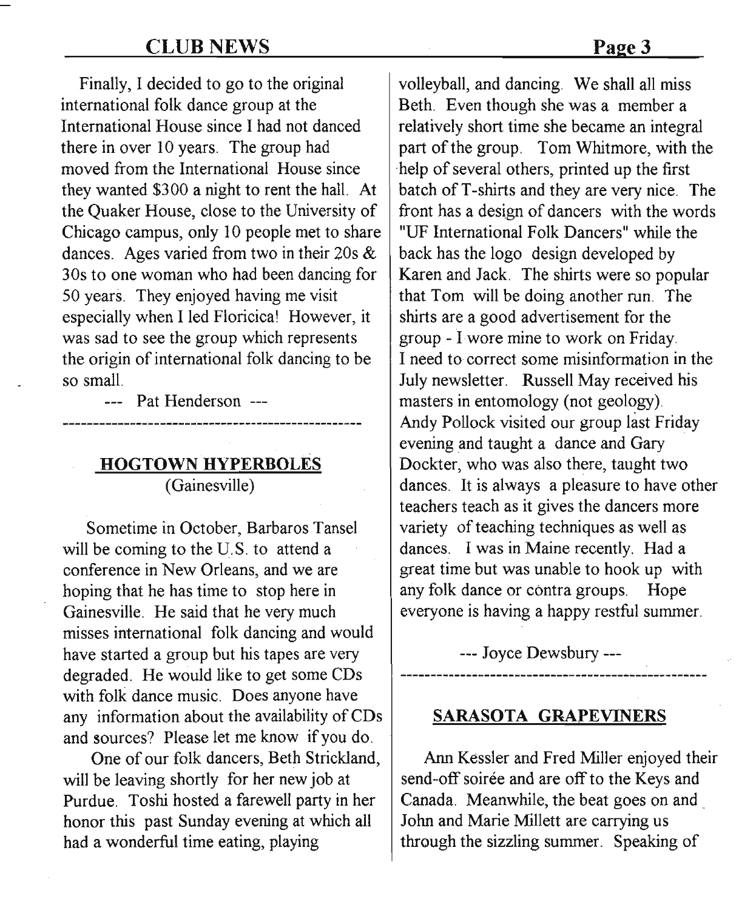Finally, I decided to go to the original international folk dance group at the International House since I had not danced there in over 10 years. The group had moved from the International House since they wanted $300 a night to rent the hall. At the Quaker House, close to the University of Chicago campus, only 10 people met to share dances. Ages varied from two in their 20s & 30s to one woman who had been dancing for 50 years. They enjoyed having me visit especially when I led Floricica! However, it was sad to see the group which represents the origin of international folk dancing to be so small.

--- Pat Henderson ---

---

## HOGTOWN HYPERBOLES

(Gainesville)

Sometime in October, Barbaros Tansel will be coming to the U.S. to attend a conference in New Orleans, and we are hoping that he has time to stop here in Gainesville. He said that he very much misses international folk dancing and would have started a group but his tapes are very degraded. He would like to get some CDs with folk dance music. Does anyone have any information about the availability of CDs and sources? Please let me know if you do.

One of our folk dancers, Beth Strickland, will be leaving shortly for her new job at Purdue. Toshi hosted a farewell party in her honor this past Sunday evening at which all had a wonderful time eating, playing volleyball, and dancing. We shall all miss Beth. Even though she was a member a relatively short time she became an integral part of the group. Tom Whitmore, with the help of several others, printed up the first batch of T-shirts and they are very nice. The front has a design of dancers with the words "UF International Folk Dancers" while the back has the logo design developed by Karen and Jack. The shirts were so popular that Tom will be doing another run. The shirts are a good advertisement for the group - I wore mine to work on Friday.
I need to correct some misinformation in the July newsletter. Russell May received his masters in entomology (not geology).
Andy Pollock visited our group last Friday evening and taught a dance and Gary Dockter, who was also there, taught two dances. It is always a pleasure to have other teachers teach as it gives the dancers more variety of teaching techniques as well as dances. I was in Maine recently. Had a great time but was unable to hook up with any folk dance or contra groups. Hope everyone is having a happy restful summer.

--- Joyce Dewsbury ---

---

## SARASOTA GRAPEVINERS

Ann Kessler and Fred Miller enjoyed their send-off soirée and are off to the Keys and Canada. Meanwhile, the beat goes on and John and Marie Millett are carrying us through the sizzling summer. Speaking of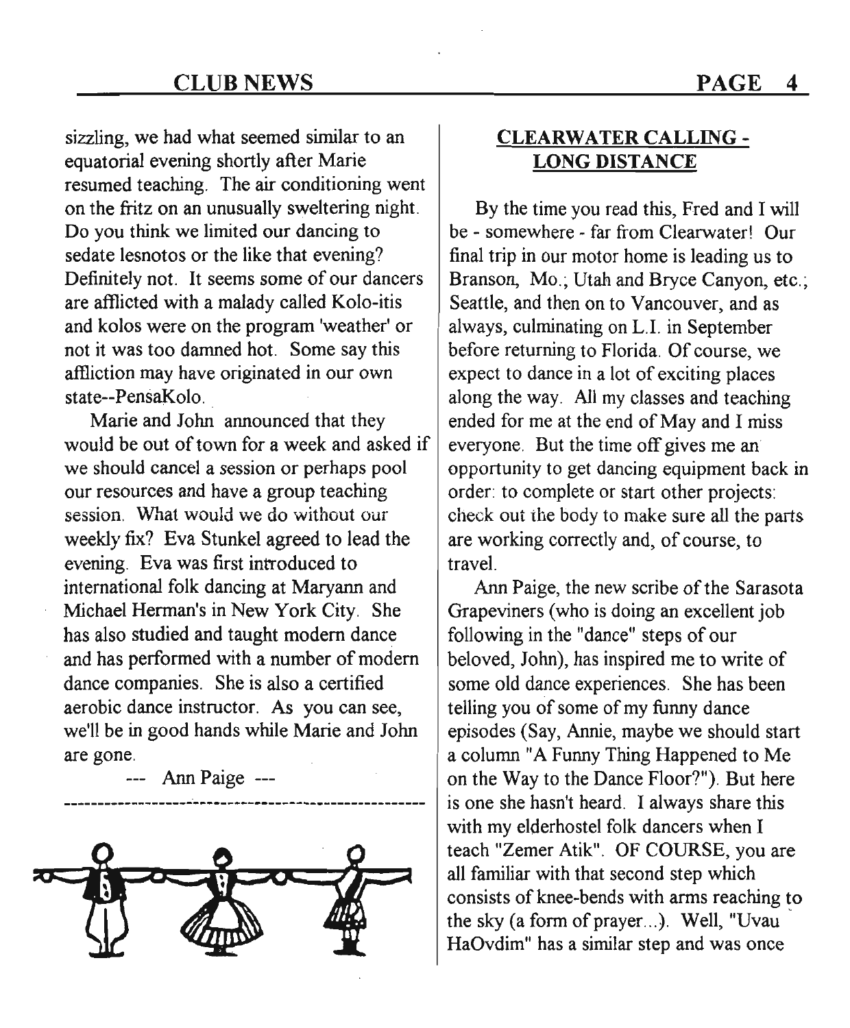sizzling, we had what seemed similar to an equatorial evening shortly after Marie resumed teaching. The air conditioning went on the fritz on an unusually sweltering night. Do you think we limited our dancing to sedate lesnotos or the like that evening? Definitely not. It seems some of our dancers are afflicted with a malady called Kolo-itis and kolos were on the program 'weather' or not it was too damned hot. Some say this affliction may have originated in our own state--PensaKolo.

Marie and John announced that they would be out of town for a week and asked if we should cancel a session or perhaps pool our resources and have a group teaching session. What would we do without our weekly fix? Eva Stunkel agreed to lead the evening. Eva was first introduced to international folk dancing at Maryann and Michael Herman's in New York City. She has also studied and taught modern dance and has performed with a number of modern dance companies. She is also a certified aerobic dance instructor. As you can see, we'll be in good hands while Marie and John are gone.

--- Ann Paige ---

---

## CLEARWATER CALLING - LONG DISTANCE

By the time you read this, Fred and I will be - somewhere - far from Clearwater! Our final trip in our motor home is leading us to Branson, Mo.; Utah and Bryce Canyon, etc.; Seattle, and then on to Vancouver, and as always, culminating on L.I. in September before returning to Florida. Of course, we expect to dance in a lot of exciting places along the way. All my classes and teaching ended for me at the end of May and I miss everyone. But the time off gives me an opportunity to get dancing equipment back in order: to complete or start other projects: check out the body to make sure all the parts are working correctly and, of course, to travel.

Ann Paige, the new scribe of the Sarasota Grapeviners (who is doing an excellent job following in the "dance" steps of our beloved, John), has inspired me to write of some old dance experiences. She has been telling you of some of my funny dance episodes (Say, Annie, maybe we should start a column "A Funny Thing Happened to Me on the Way to the Dance Floor?"). But here is one she hasn't heard. I always share this with my elderhostel folk dancers when I teach "Zemer Atik". OF COURSE, you are all familiar with that second step which consists of knee-bends with arms reaching to the sky (a form of prayer...). Well, "Uvau HaOvdim" has a similar step and was once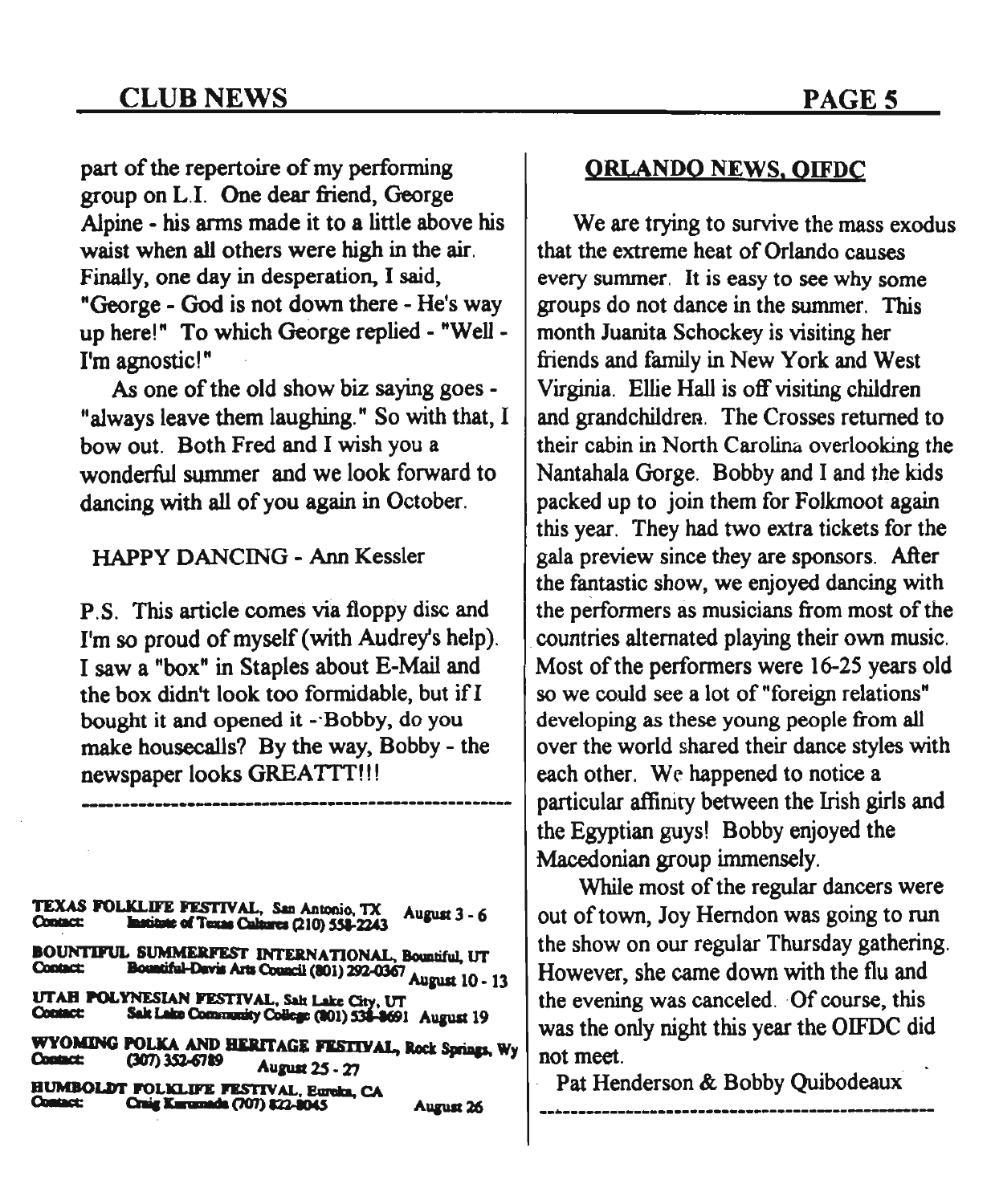part of the repertoire of my performing group on L.I. One dear friend, George Alpine - his arms made it to a little above his waist when all others were high in the air. Finally, one day in desperation, I said, "George - God is not down there - He's way up here!" To which George replied - "Well - I'm agnostic!"

As one of the old show biz saying goes - "always leave them laughing." So with that, I bow out. Both Fred and I wish you a wonderful summer and we look forward to dancing with all of you again in October.

HAPPY DANCING - Ann Kessler

P.S. This article comes via floppy disc and I'm so proud of myself (with Audrey's help). I saw a "box" in Staples about E-Mail and the box didn't look too formidable, but if I bought it and opened it - Bobby, do you make housecalls? By the way, Bobby - the newspaper looks GREATTT!!!

---

**TEXAS FOLKLIFE FESTIVAL**, San Antonio, TX — August 3 - 6
Contact: Institute of Texas Cultures (210) 558-2243

**BOUNTIFUL SUMMERFEST INTERNATIONAL**, Bountiful, UT — August 10 - 13
Contact: Bountiful-Davis Arts Council (801) 292-0367

**UTAH POLYNESIAN FESTIVAL**, Salt Lake City, UT — August 19
Contact: Salt Lake Community College (801) 538-8691

**WYOMING POLKA AND HERITAGE FESTIVAL**, Rock Springs, Wy — August 25 - 27
Contact: (307) 352-6789

**HUMBOLDT FOLKLIFE FESTIVAL**, Eureka, CA — August 26
Contact: Craig Kurumada (707) 822-8045

## ORLANDO NEWS, OIFDC

We are trying to survive the mass exodus that the extreme heat of Orlando causes every summer. It is easy to see why some groups do not dance in the summer. This month Juanita Schockey is visiting her friends and family in New York and West Virginia. Ellie Hall is off visiting children and grandchildren. The Crosses returned to their cabin in North Carolina overlooking the Nantahala Gorge. Bobby and I and the kids packed up to join them for Folkmoot again this year. They had two extra tickets for the gala preview since they are sponsors. After the fantastic show, we enjoyed dancing with the performers as musicians from most of the countries alternated playing their own music. Most of the performers were 16-25 years old so we could see a lot of "foreign relations" developing as these young people from all over the world shared their dance styles with each other. We happened to notice a particular affinity between the Irish girls and the Egyptian guys! Bobby enjoyed the Macedonian group immensely.

While most of the regular dancers were out of town, Joy Herndon was going to run the show on our regular Thursday gathering. However, she came down with the flu and the evening was canceled. Of course, this was the only night this year the OIFDC did not meet.

Pat Henderson & Bobby Quibodeaux

---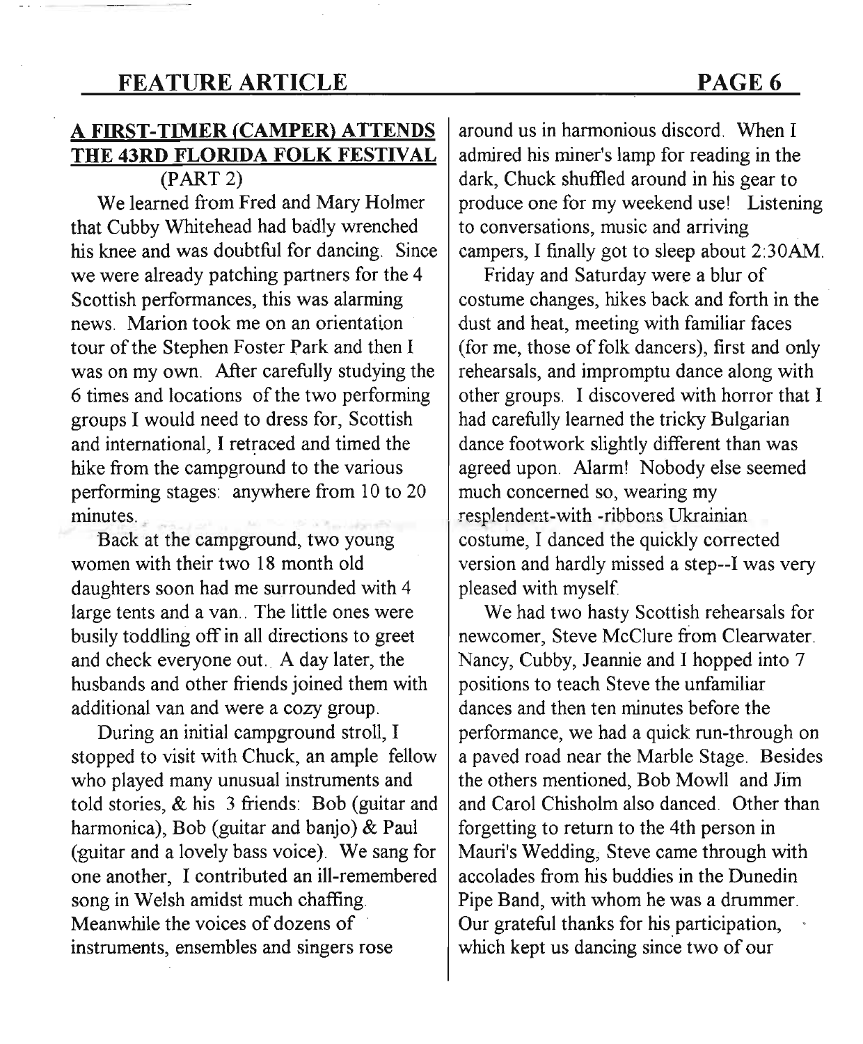## A FIRST-TIMER (CAMPER) ATTENDS THE 43RD FLORIDA FOLK FESTIVAL

(PART 2)

We learned from Fred and Mary Holmer that Cubby Whitehead had badly wrenched his knee and was doubtful for dancing. Since we were already patching partners for the 4 Scottish performances, this was alarming news. Marion took me on an orientation tour of the Stephen Foster Park and then I was on my own. After carefully studying the 6 times and locations of the two performing groups I would need to dress for, Scottish and international, I retraced and timed the hike from the campground to the various performing stages: anywhere from 10 to 20 minutes.

Back at the campground, two young women with their two 18 month old daughters soon had me surrounded with 4 large tents and a van.. The little ones were busily toddling off in all directions to greet and check everyone out. A day later, the husbands and other friends joined them with additional van and were a cozy group.

During an initial campground stroll, I stopped to visit with Chuck, an ample fellow who played many unusual instruments and told stories, & his 3 friends: Bob (guitar and harmonica), Bob (guitar and banjo) & Paul (guitar and a lovely bass voice). We sang for one another, I contributed an ill-remembered song in Welsh amidst much chaffing. Meanwhile the voices of dozens of instruments, ensembles and singers rose around us in harmonious discord. When I admired his miner's lamp for reading in the dark, Chuck shuffled around in his gear to produce one for my weekend use! Listening to conversations, music and arriving campers, I finally got to sleep about 2:30AM.

Friday and Saturday were a blur of costume changes, hikes back and forth in the dust and heat, meeting with familiar faces (for me, those of folk dancers), first and only rehearsals, and impromptu dance along with other groups. I discovered with horror that I had carefully learned the tricky Bulgarian dance footwork slightly different than was agreed upon. Alarm! Nobody else seemed much concerned so, wearing my resplendent-with -ribbons Ukrainian costume, I danced the quickly corrected version and hardly missed a step--I was very pleased with myself.

We had two hasty Scottish rehearsals for newcomer, Steve McClure from Clearwater. Nancy, Cubby, Jeannie and I hopped into 7 positions to teach Steve the unfamiliar dances and then ten minutes before the performance, we had a quick run-through on a paved road near the Marble Stage. Besides the others mentioned, Bob Mowll and Jim and Carol Chisholm also danced. Other than forgetting to return to the 4th person in Mauri's Wedding, Steve came through with accolades from his buddies in the Dunedin Pipe Band, with whom he was a drummer. Our grateful thanks for his participation, which kept us dancing since two of our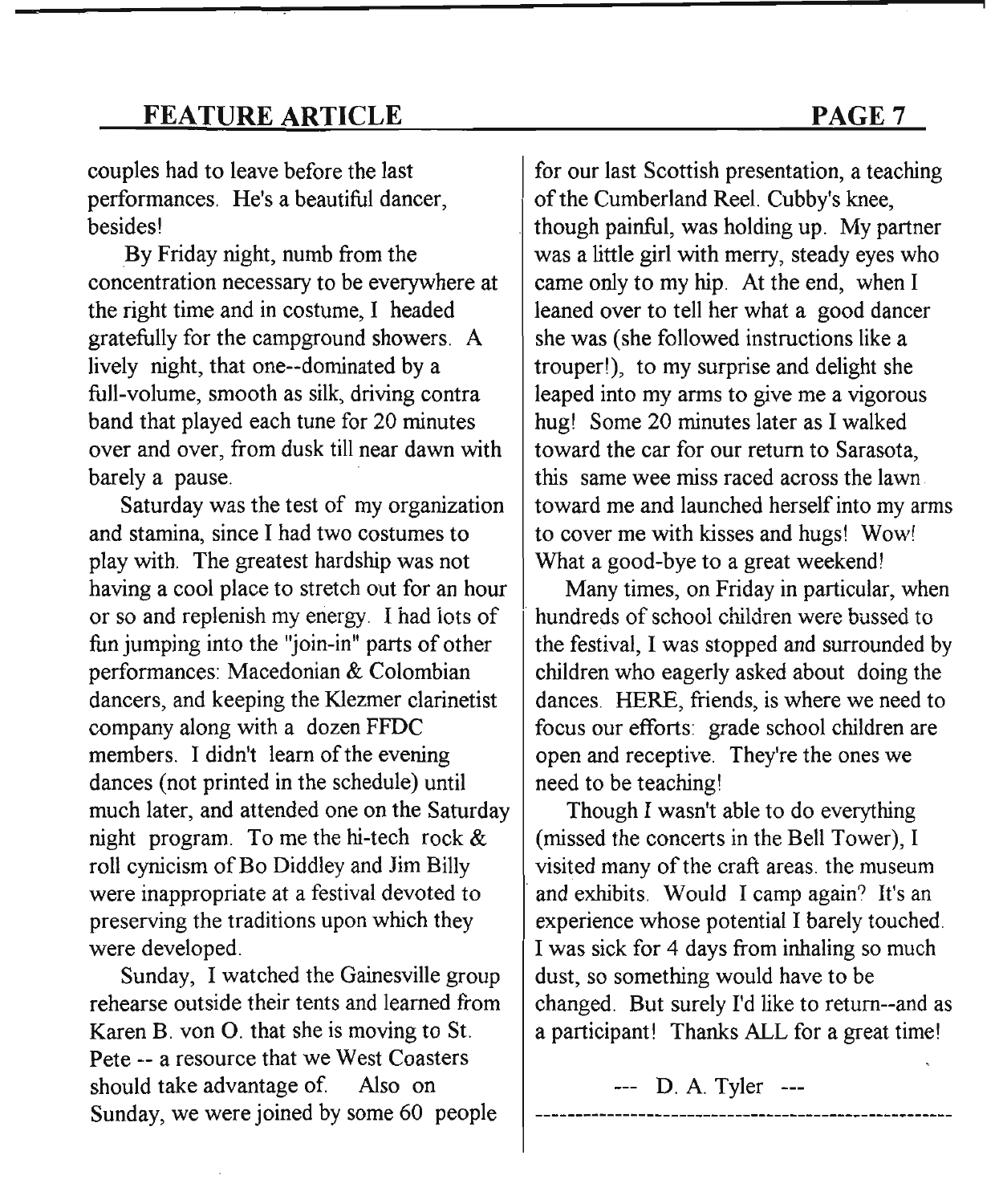couples had to leave before the last performances. He's a beautiful dancer, besides!

By Friday night, numb from the concentration necessary to be everywhere at the right time and in costume, I headed gratefully for the campground showers. A lively night, that one--dominated by a full-volume, smooth as silk, driving contra band that played each tune for 20 minutes over and over, from dusk till near dawn with barely a pause.

Saturday was the test of my organization and stamina, since I had two costumes to play with. The greatest hardship was not having a cool place to stretch out for an hour or so and replenish my energy. I had lots of fun jumping into the "join-in" parts of other performances: Macedonian & Colombian dancers, and keeping the Klezmer clarinetist company along with a dozen FFDC members. I didn't learn of the evening dances (not printed in the schedule) until much later, and attended one on the Saturday night program. To me the hi-tech rock & roll cynicism of Bo Diddley and Jim Billy were inappropriate at a festival devoted to preserving the traditions upon which they were developed.

Sunday, I watched the Gainesville group rehearse outside their tents and learned from Karen B. von O. that she is moving to St. Pete -- a resource that we West Coasters should take advantage of. Also on Sunday, we were joined by some 60 people for our last Scottish presentation, a teaching of the Cumberland Reel. Cubby's knee, though painful, was holding up. My partner was a little girl with merry, steady eyes who came only to my hip. At the end, when I leaned over to tell her what a good dancer she was (she followed instructions like a trouper!), to my surprise and delight she leaped into my arms to give me a vigorous hug! Some 20 minutes later as I walked toward the car for our return to Sarasota, this same wee miss raced across the lawn toward me and launched herself into my arms to cover me with kisses and hugs! Wow! What a good-bye to a great weekend!

Many times, on Friday in particular, when hundreds of school children were bussed to the festival, I was stopped and surrounded by children who eagerly asked about doing the dances. HERE, friends, is where we need to focus our efforts: grade school children are open and receptive. They're the ones we need to be teaching!

Though I wasn't able to do everything (missed the concerts in the Bell Tower), I visited many of the craft areas. the museum and exhibits. Would I camp again? It's an experience whose potential I barely touched. I was sick for 4 days from inhaling so much dust, so something would have to be changed. But surely I'd like to return--and as a participant! Thanks ALL for a great time!

--- D. A. Tyler ---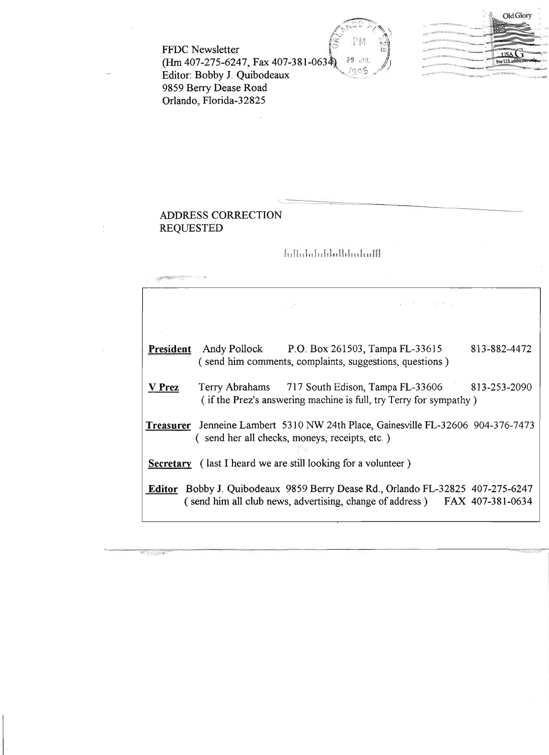FFDC Newsletter
(Hm 407-275-6247, Fax 407-381-0634)
Editor: Bobby J. Quibodeaux
9859 Berry Dease Road
Orlando, Florida-32825

ORLANDO FL 328
PM
29 JUL
1995

Old Glory
USA G
For U.S. addresses only

ADDRESS CORRECTION
REQUESTED

**President** Andy Pollock P.O. Box 261503, Tampa FL-33615 813-882-4472
( send him comments, complaints, suggestions, questions )

**V Prez** Terry Abrahams 717 South Edison, Tampa FL-33606 813-253-2090
( if the Prez's answering machine is full, try Terry for sympathy )

**Treasurer** Jenneine Lambert 5310 NW 24th Place, Gainesville FL-32606 904-376-7473
( send her all checks, moneys, receipts, etc. )

**Secretary** ( last I heard we are still looking for a volunteer )

**Editor** Bobby J. Quibodeaux 9859 Berry Dease Rd., Orlando FL-32825 407-275-6247
( send him all club news, advertising, change of address ) FAX 407-381-0634